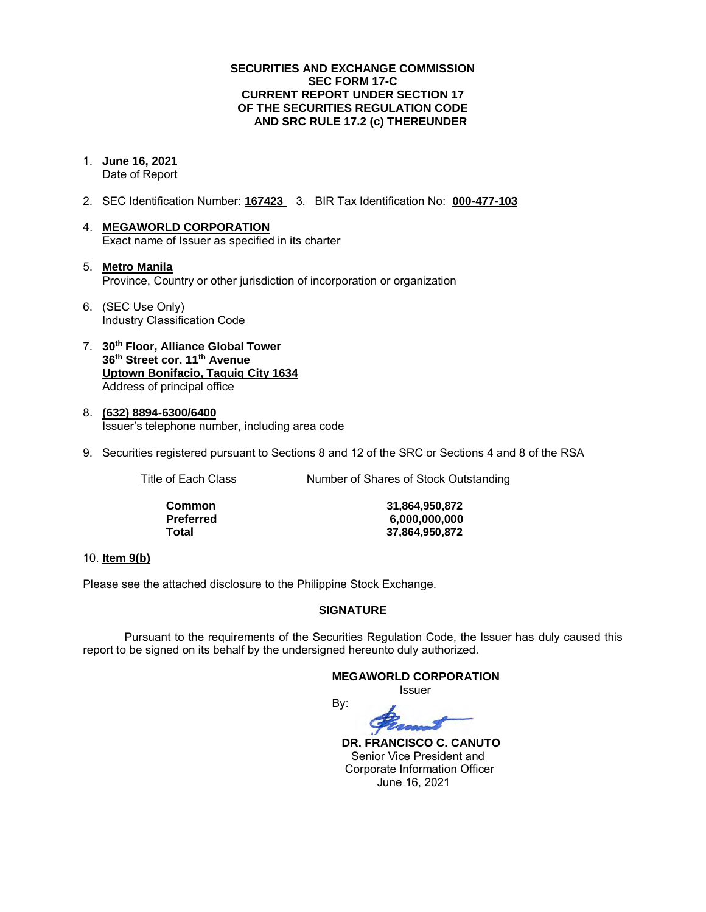**SECURITIES AND EXCHANGE COMMISSION**
**SEC FORM 17-C**
**CURRENT REPORT UNDER SECTION 17**
**OF THE SECURITIES REGULATION CODE**
**AND SRC RULE 17.2 (c) THEREUNDER**

1. **June 16, 2021**
   Date of Report

2. SEC Identification Number: **167423** 3. BIR Tax Identification No: **000-477-103**

4. **MEGAWORLD CORPORATION**
   Exact name of Issuer as specified in its charter

5. **Metro Manila**
   Province, Country or other jurisdiction of incorporation or organization

6. (SEC Use Only)
   Industry Classification Code

7. **30th Floor, Alliance Global Tower**
   **36th Street cor. 11th Avenue**
   **Uptown Bonifacio, Taguig City 1634**
   Address of principal office

8. **(632) 8894-6300/6400**
   Issuer's telephone number, including area code

9. Securities registered pursuant to Sections 8 and 12 of the SRC or Sections 4 and 8 of the RSA

| Title of Each Class | Number of Shares of Stock Outstanding |
|---|---|
| **Common** | **31,864,950,872** |
| **Preferred** | **6,000,000,000** |
| **Total** | **37,864,950,872** |

10. **Item 9(b)**

Please see the attached disclosure to the Philippine Stock Exchange.

**SIGNATURE**

Pursuant to the requirements of the Securities Regulation Code, the Issuer has duly caused this report to be signed on its behalf by the undersigned hereunto duly authorized.

**MEGAWORLD CORPORATION**
Issuer

By:

**DR. FRANCISCO C. CANUTO**
Senior Vice President and
Corporate Information Officer
June 16, 2021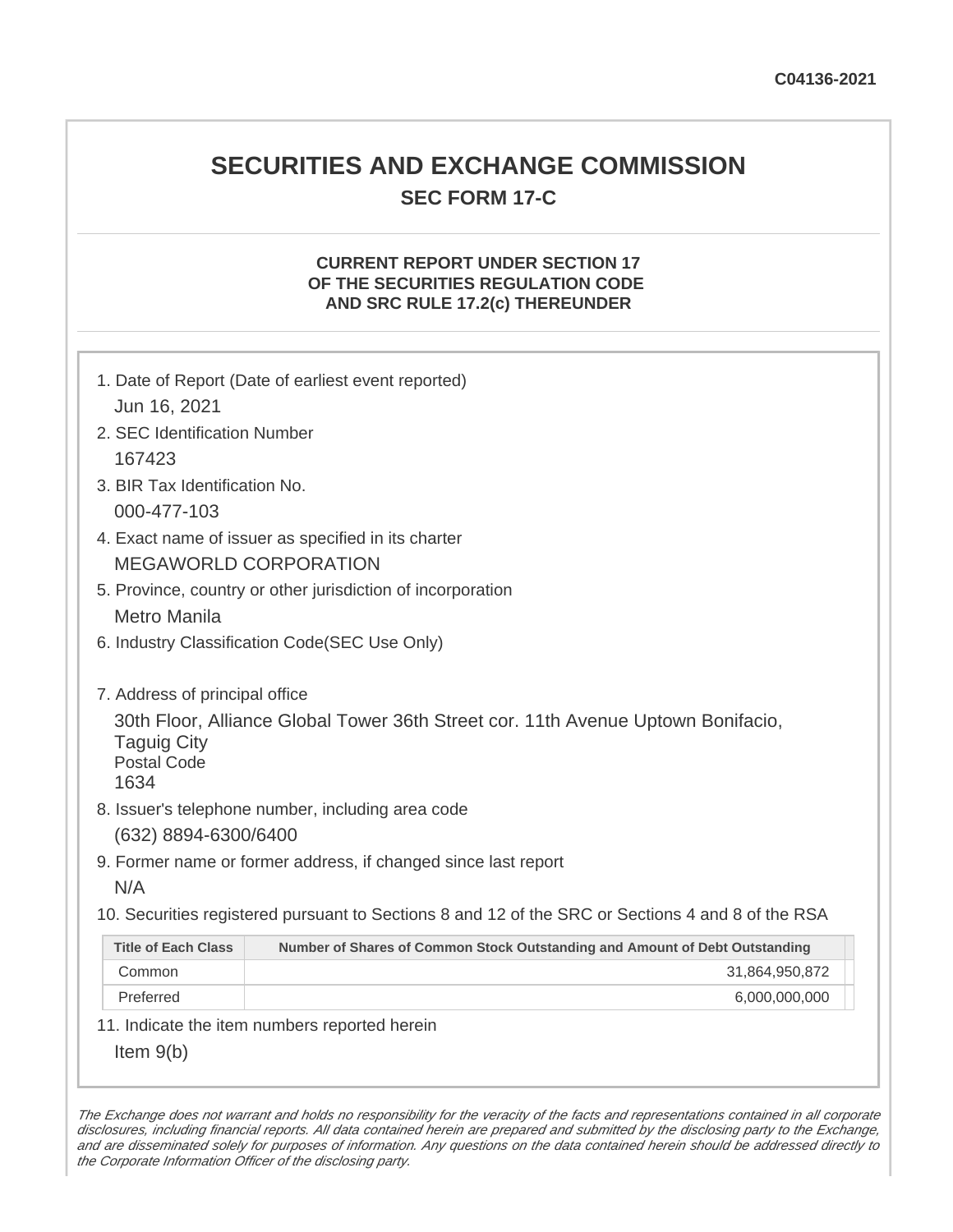C04136-2021

# SECURITIES AND EXCHANGE COMMISSION

## SEC FORM 17-C

### CURRENT REPORT UNDER SECTION 17 OF THE SECURITIES REGULATION CODE AND SRC RULE 17.2(c) THEREUNDER

1. Date of Report (Date of earliest event reported)

   Jun 16, 2021

2. SEC Identification Number

   167423

3. BIR Tax Identification No.

   000-477-103

4. Exact name of issuer as specified in its charter

   MEGAWORLD CORPORATION

5. Province, country or other jurisdiction of incorporation

   Metro Manila

6. Industry Classification Code(SEC Use Only)

7. Address of principal office

   30th Floor, Alliance Global Tower 36th Street cor. 11th Avenue Uptown Bonifacio, Taguig City
   Postal Code
   1634

8. Issuer's telephone number, including area code

   (632) 8894-6300/6400

9. Former name or former address, if changed since last report

   N/A

10. Securities registered pursuant to Sections 8 and 12 of the SRC or Sections 4 and 8 of the RSA

| Title of Each Class | Number of Shares of Common Stock Outstanding and Amount of Debt Outstanding |
|---|---|
| Common | 31,864,950,872 |
| Preferred | 6,000,000,000 |

11. Indicate the item numbers reported herein

    Item 9(b)

*The Exchange does not warrant and holds no responsibility for the veracity of the facts and representations contained in all corporate disclosures, including financial reports. All data contained herein are prepared and submitted by the disclosing party to the Exchange, and are disseminated solely for purposes of information. Any questions on the data contained herein should be addressed directly to the Corporate Information Officer of the disclosing party.*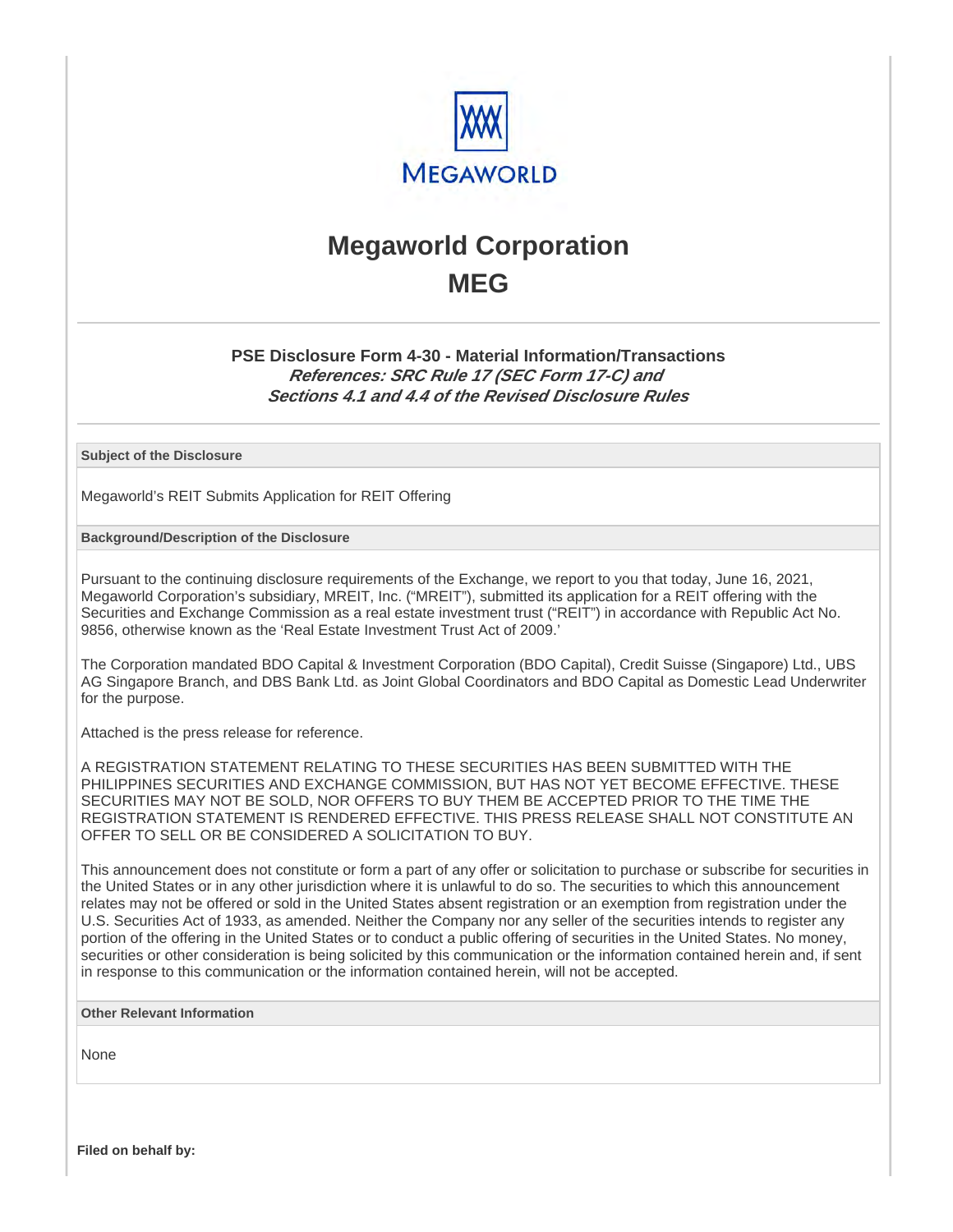# Megaworld Corporation

## MEG

### PSE Disclosure Form 4-30 - Material Information/Transactions

***References: SRC Rule 17 (SEC Form 17-C) and***
***Sections 4.1 and 4.4 of the Revised Disclosure Rules***

**Subject of the Disclosure**

Megaworld's REIT Submits Application for REIT Offering

**Background/Description of the Disclosure**

Pursuant to the continuing disclosure requirements of the Exchange, we report to you that today, June 16, 2021, Megaworld Corporation's subsidiary, MREIT, Inc. ("MREIT"), submitted its application for a REIT offering with the Securities and Exchange Commission as a real estate investment trust ("REIT") in accordance with Republic Act No. 9856, otherwise known as the 'Real Estate Investment Trust Act of 2009.'

The Corporation mandated BDO Capital & Investment Corporation (BDO Capital), Credit Suisse (Singapore) Ltd., UBS AG Singapore Branch, and DBS Bank Ltd. as Joint Global Coordinators and BDO Capital as Domestic Lead Underwriter for the purpose.

Attached is the press release for reference.

A REGISTRATION STATEMENT RELATING TO THESE SECURITIES HAS BEEN SUBMITTED WITH THE PHILIPPINES SECURITIES AND EXCHANGE COMMISSION, BUT HAS NOT YET BECOME EFFECTIVE. THESE SECURITIES MAY NOT BE SOLD, NOR OFFERS TO BUY THEM BE ACCEPTED PRIOR TO THE TIME THE REGISTRATION STATEMENT IS RENDERED EFFECTIVE. THIS PRESS RELEASE SHALL NOT CONSTITUTE AN OFFER TO SELL OR BE CONSIDERED A SOLICITATION TO BUY.

This announcement does not constitute or form a part of any offer or solicitation to purchase or subscribe for securities in the United States or in any other jurisdiction where it is unlawful to do so. The securities to which this announcement relates may not be offered or sold in the United States absent registration or an exemption from registration under the U.S. Securities Act of 1933, as amended. Neither the Company nor any seller of the securities intends to register any portion of the offering in the United States or to conduct a public offering of securities in the United States. No money, securities or other consideration is being solicited by this communication or the information contained herein and, if sent in response to this communication or the information contained herein, will not be accepted.

**Other Relevant Information**

None

**Filed on behalf by:**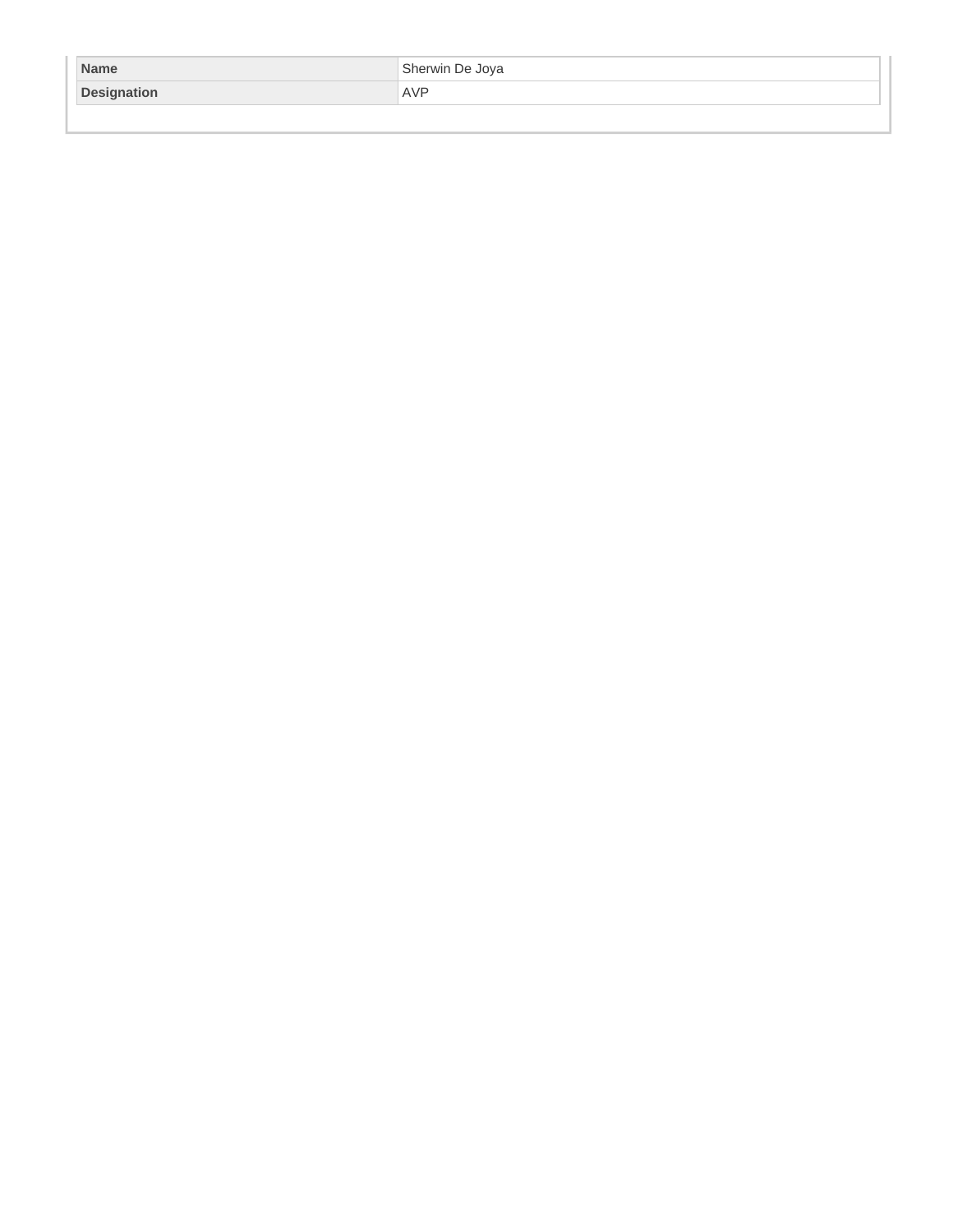| Name | Sherwin De Joya |
| --- | --- |
| Designation | AVP |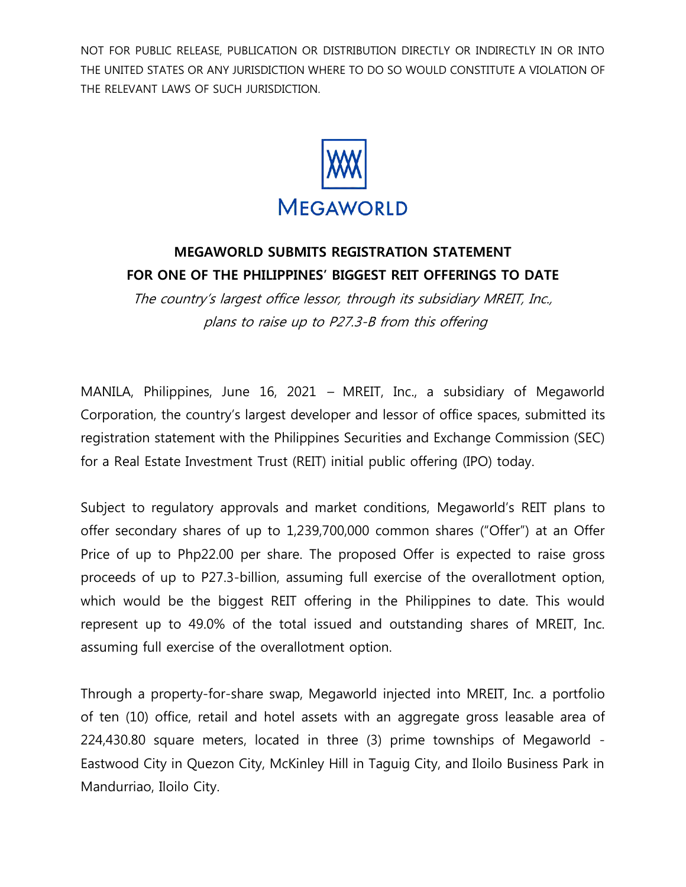NOT FOR PUBLIC RELEASE, PUBLICATION OR DISTRIBUTION DIRECTLY OR INDIRECTLY IN OR INTO THE UNITED STATES OR ANY JURISDICTION WHERE TO DO SO WOULD CONSTITUTE A VIOLATION OF THE RELEVANT LAWS OF SUCH JURISDICTION.

MEGAWORLD

# MEGAWORLD SUBMITS REGISTRATION STATEMENT FOR ONE OF THE PHILIPPINES' BIGGEST REIT OFFERINGS TO DATE

*The country's largest office lessor, through its subsidiary MREIT, Inc., plans to raise up to P27.3-B from this offering*

MANILA, Philippines, June 16, 2021 – MREIT, Inc., a subsidiary of Megaworld Corporation, the country's largest developer and lessor of office spaces, submitted its registration statement with the Philippines Securities and Exchange Commission (SEC) for a Real Estate Investment Trust (REIT) initial public offering (IPO) today.

Subject to regulatory approvals and market conditions, Megaworld's REIT plans to offer secondary shares of up to 1,239,700,000 common shares ("Offer") at an Offer Price of up to Php22.00 per share. The proposed Offer is expected to raise gross proceeds of up to P27.3-billion, assuming full exercise of the overallotment option, which would be the biggest REIT offering in the Philippines to date. This would represent up to 49.0% of the total issued and outstanding shares of MREIT, Inc. assuming full exercise of the overallotment option.

Through a property-for-share swap, Megaworld injected into MREIT, Inc. a portfolio of ten (10) office, retail and hotel assets with an aggregate gross leasable area of 224,430.80 square meters, located in three (3) prime townships of Megaworld - Eastwood City in Quezon City, McKinley Hill in Taguig City, and Iloilo Business Park in Mandurriao, Iloilo City.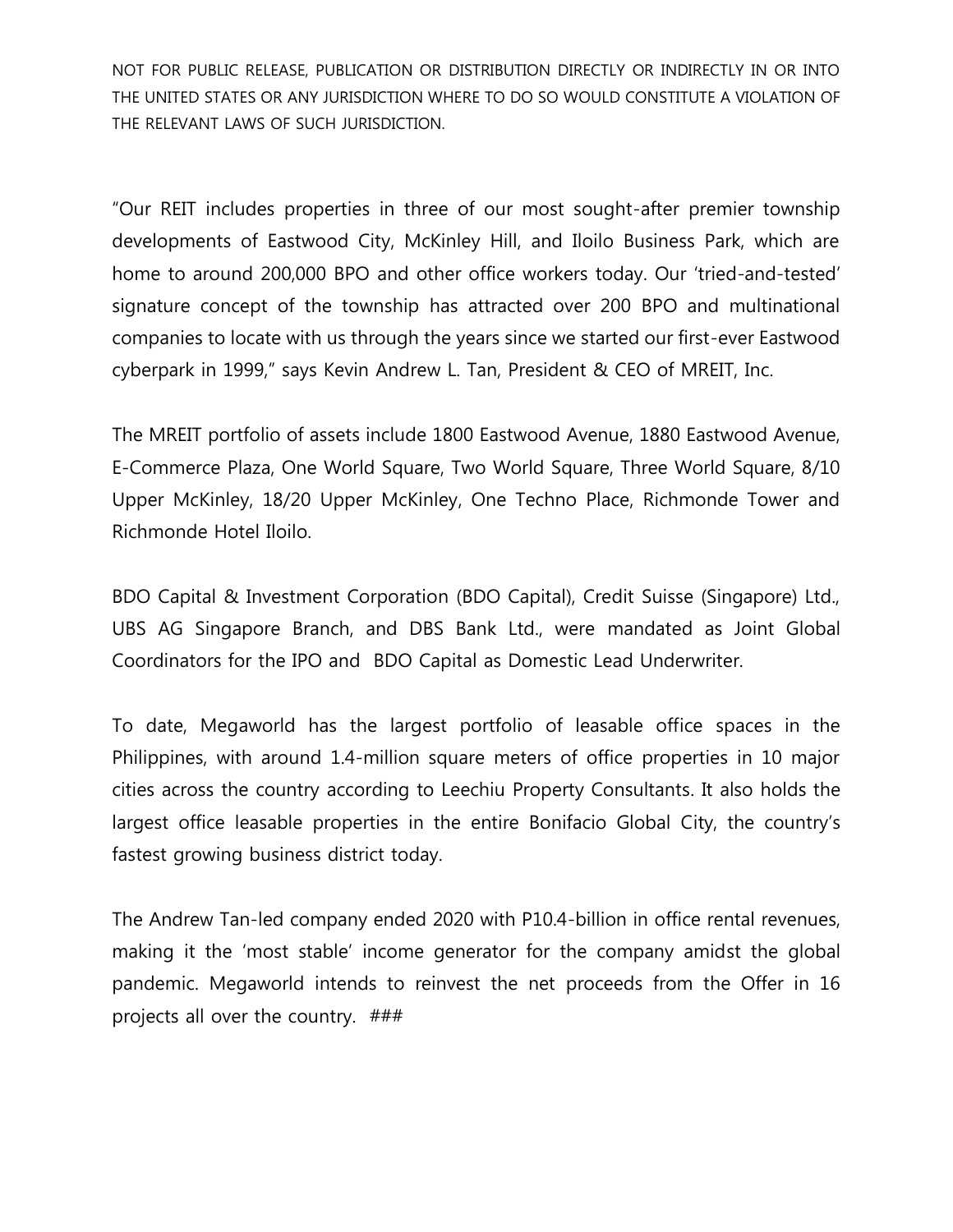NOT FOR PUBLIC RELEASE, PUBLICATION OR DISTRIBUTION DIRECTLY OR INDIRECTLY IN OR INTO THE UNITED STATES OR ANY JURISDICTION WHERE TO DO SO WOULD CONSTITUTE A VIOLATION OF THE RELEVANT LAWS OF SUCH JURISDICTION.

"Our REIT includes properties in three of our most sought-after premier township developments of Eastwood City, McKinley Hill, and Iloilo Business Park, which are home to around 200,000 BPO and other office workers today. Our 'tried-and-tested' signature concept of the township has attracted over 200 BPO and multinational companies to locate with us through the years since we started our first-ever Eastwood cyberpark in 1999," says Kevin Andrew L. Tan, President & CEO of MREIT, Inc.

The MREIT portfolio of assets include 1800 Eastwood Avenue, 1880 Eastwood Avenue, E-Commerce Plaza, One World Square, Two World Square, Three World Square, 8/10 Upper McKinley, 18/20 Upper McKinley, One Techno Place, Richmonde Tower and Richmonde Hotel Iloilo.

BDO Capital & Investment Corporation (BDO Capital), Credit Suisse (Singapore) Ltd., UBS AG Singapore Branch, and DBS Bank Ltd., were mandated as Joint Global Coordinators for the IPO and BDO Capital as Domestic Lead Underwriter.

To date, Megaworld has the largest portfolio of leasable office spaces in the Philippines, with around 1.4-million square meters of office properties in 10 major cities across the country according to Leechiu Property Consultants. It also holds the largest office leasable properties in the entire Bonifacio Global City, the country's fastest growing business district today.

The Andrew Tan-led company ended 2020 with P10.4-billion in office rental revenues, making it the 'most stable' income generator for the company amidst the global pandemic. Megaworld intends to reinvest the net proceeds from the Offer in 16 projects all over the country. ###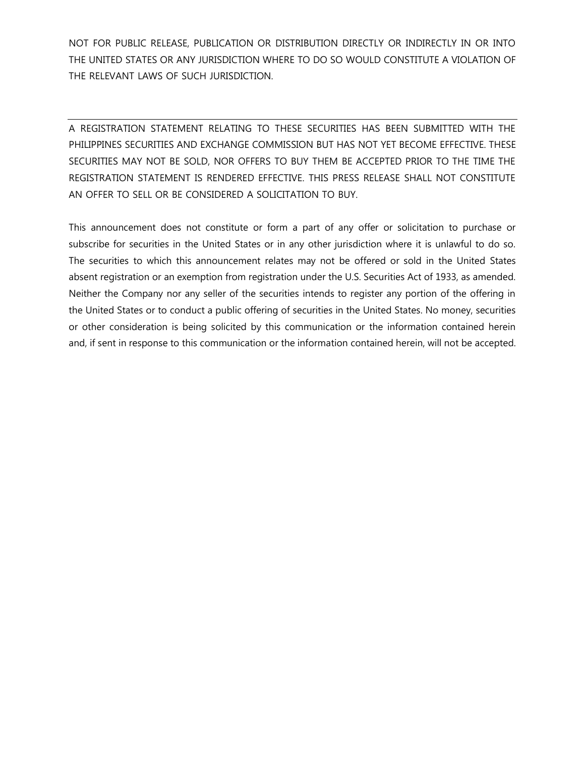NOT FOR PUBLIC RELEASE, PUBLICATION OR DISTRIBUTION DIRECTLY OR INDIRECTLY IN OR INTO THE UNITED STATES OR ANY JURISDICTION WHERE TO DO SO WOULD CONSTITUTE A VIOLATION OF THE RELEVANT LAWS OF SUCH JURISDICTION.

---

A REGISTRATION STATEMENT RELATING TO THESE SECURITIES HAS BEEN SUBMITTED WITH THE PHILIPPINES SECURITIES AND EXCHANGE COMMISSION BUT HAS NOT YET BECOME EFFECTIVE. THESE SECURITIES MAY NOT BE SOLD, NOR OFFERS TO BUY THEM BE ACCEPTED PRIOR TO THE TIME THE REGISTRATION STATEMENT IS RENDERED EFFECTIVE. THIS PRESS RELEASE SHALL NOT CONSTITUTE AN OFFER TO SELL OR BE CONSIDERED A SOLICITATION TO BUY.

This announcement does not constitute or form a part of any offer or solicitation to purchase or subscribe for securities in the United States or in any other jurisdiction where it is unlawful to do so. The securities to which this announcement relates may not be offered or sold in the United States absent registration or an exemption from registration under the U.S. Securities Act of 1933, as amended. Neither the Company nor any seller of the securities intends to register any portion of the offering in the United States or to conduct a public offering of securities in the United States. No money, securities or other consideration is being solicited by this communication or the information contained herein and, if sent in response to this communication or the information contained herein, will not be accepted.